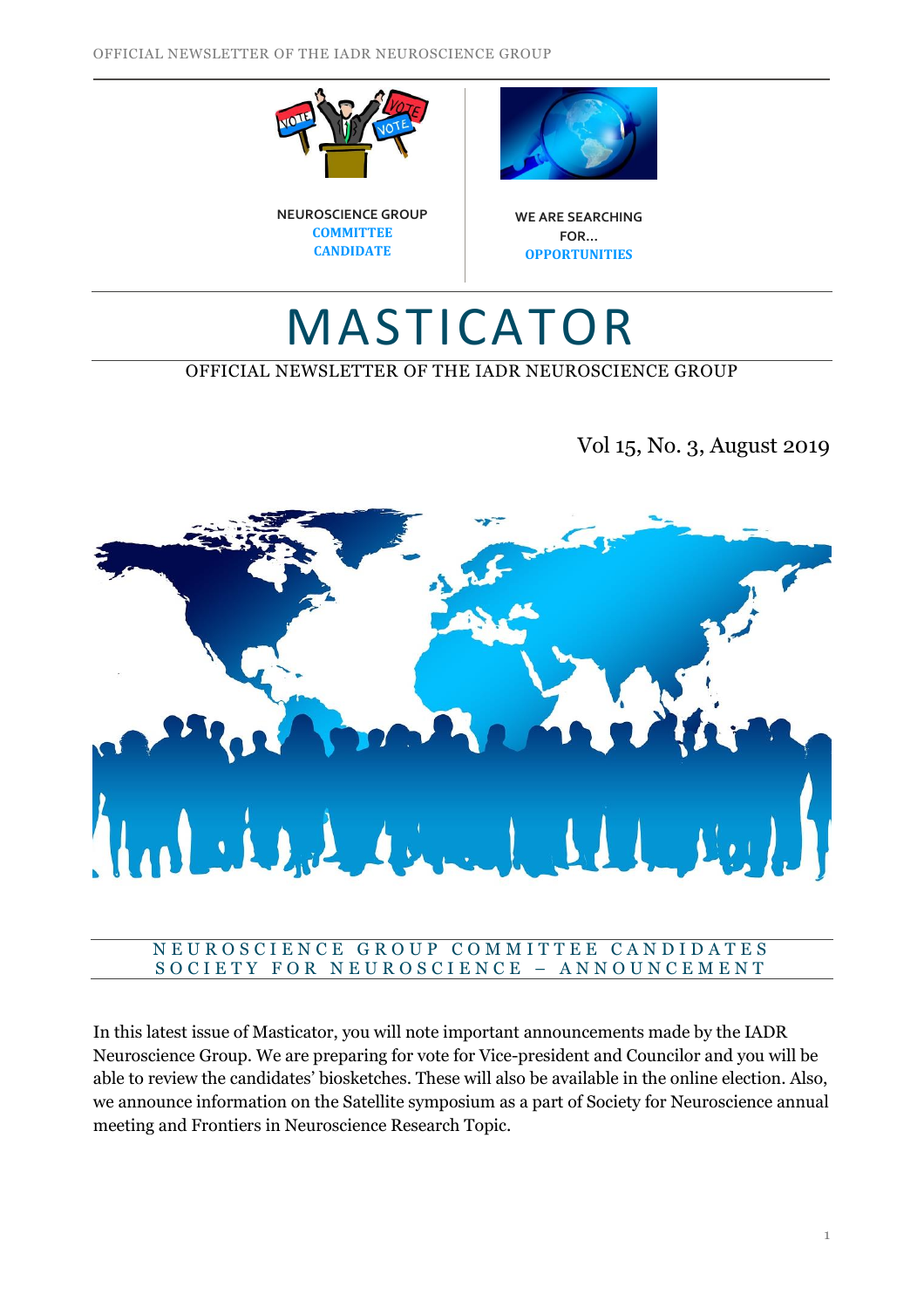NEUROSCIENCE GROUP
**COMMITTEE CANDIDATE**

WE ARE SEARCHING FOR...
**OPPORTUNITIES**

# MASTICATOR

OFFICIAL NEWSLETTER OF THE IADR NEUROSCIENCE GROUP

Vol 15, No. 3, August 2019

NEUROSCIENCE GROUP COMMITTEE CANDIDATES
SOCIETY FOR NEUROSCIENCE – ANNOUNCEMENT

In this latest issue of Masticator, you will note important announcements made by the IADR Neuroscience Group. We are preparing for vote for Vice-president and Councilor and you will be able to review the candidates' biosketches. These will also be available in the online election. Also, we announce information on the Satellite symposium as a part of Society for Neuroscience annual meeting and Frontiers in Neuroscience Research Topic.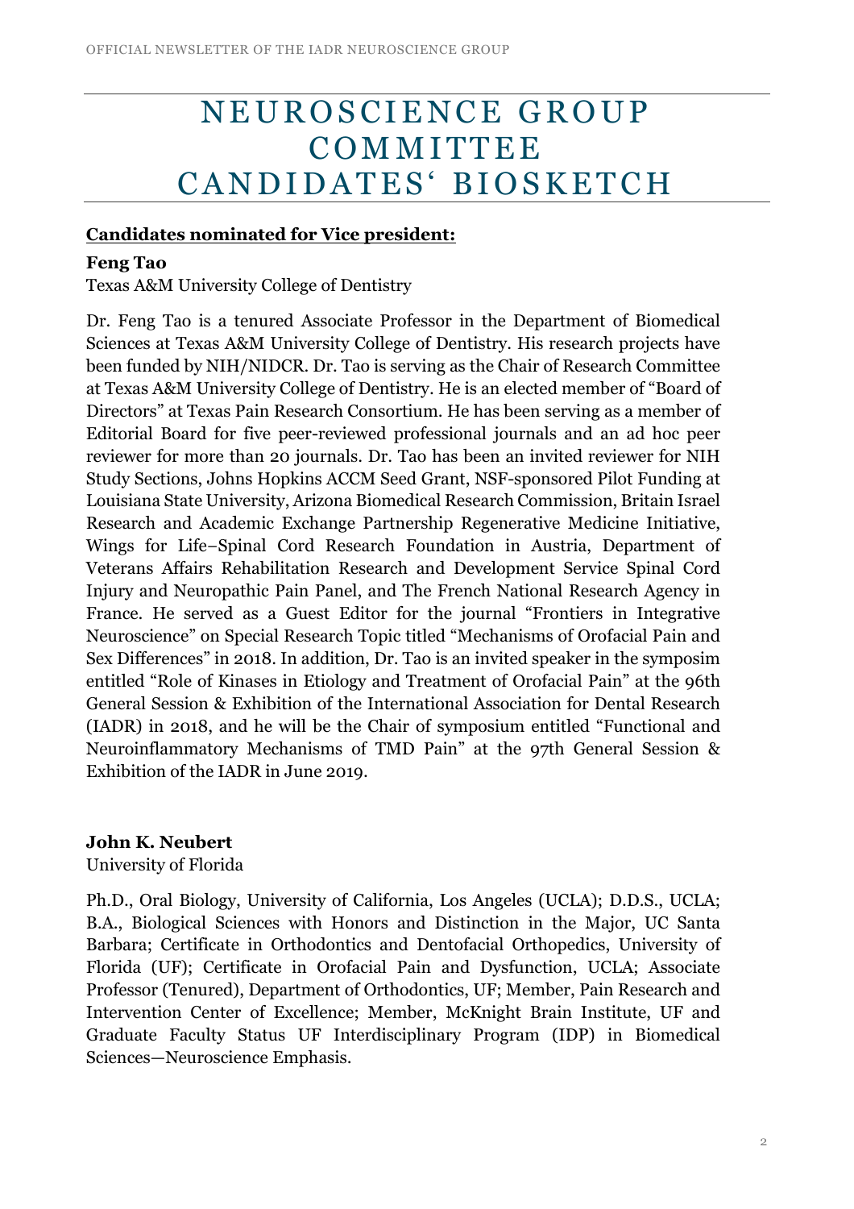# NEUROSCIENCE GROUP COMMITTEE CANDIDATES' BIOSKETCH

**Candidates nominated for Vice president:**

**Feng Tao**
Texas A&M University College of Dentistry

Dr. Feng Tao is a tenured Associate Professor in the Department of Biomedical Sciences at Texas A&M University College of Dentistry. His research projects have been funded by NIH/NIDCR. Dr. Tao is serving as the Chair of Research Committee at Texas A&M University College of Dentistry. He is an elected member of "Board of Directors" at Texas Pain Research Consortium. He has been serving as a member of Editorial Board for five peer-reviewed professional journals and an ad hoc peer reviewer for more than 20 journals. Dr. Tao has been an invited reviewer for NIH Study Sections, Johns Hopkins ACCM Seed Grant, NSF-sponsored Pilot Funding at Louisiana State University, Arizona Biomedical Research Commission, Britain Israel Research and Academic Exchange Partnership Regenerative Medicine Initiative, Wings for Life–Spinal Cord Research Foundation in Austria, Department of Veterans Affairs Rehabilitation Research and Development Service Spinal Cord Injury and Neuropathic Pain Panel, and The French National Research Agency in France. He served as a Guest Editor for the journal "Frontiers in Integrative Neuroscience" on Special Research Topic titled "Mechanisms of Orofacial Pain and Sex Differences" in 2018. In addition, Dr. Tao is an invited speaker in the symposim entitled "Role of Kinases in Etiology and Treatment of Orofacial Pain" at the 96th General Session & Exhibition of the International Association for Dental Research (IADR) in 2018, and he will be the Chair of symposium entitled "Functional and Neuroinflammatory Mechanisms of TMD Pain" at the 97th General Session & Exhibition of the IADR in June 2019.

**John K. Neubert**
University of Florida

Ph.D., Oral Biology, University of California, Los Angeles (UCLA); D.D.S., UCLA; B.A., Biological Sciences with Honors and Distinction in the Major, UC Santa Barbara; Certificate in Orthodontics and Dentofacial Orthopedics, University of Florida (UF); Certificate in Orofacial Pain and Dysfunction, UCLA; Associate Professor (Tenured), Department of Orthodontics, UF; Member, Pain Research and Intervention Center of Excellence; Member, McKnight Brain Institute, UF and Graduate Faculty Status UF Interdisciplinary Program (IDP) in Biomedical Sciences—Neuroscience Emphasis.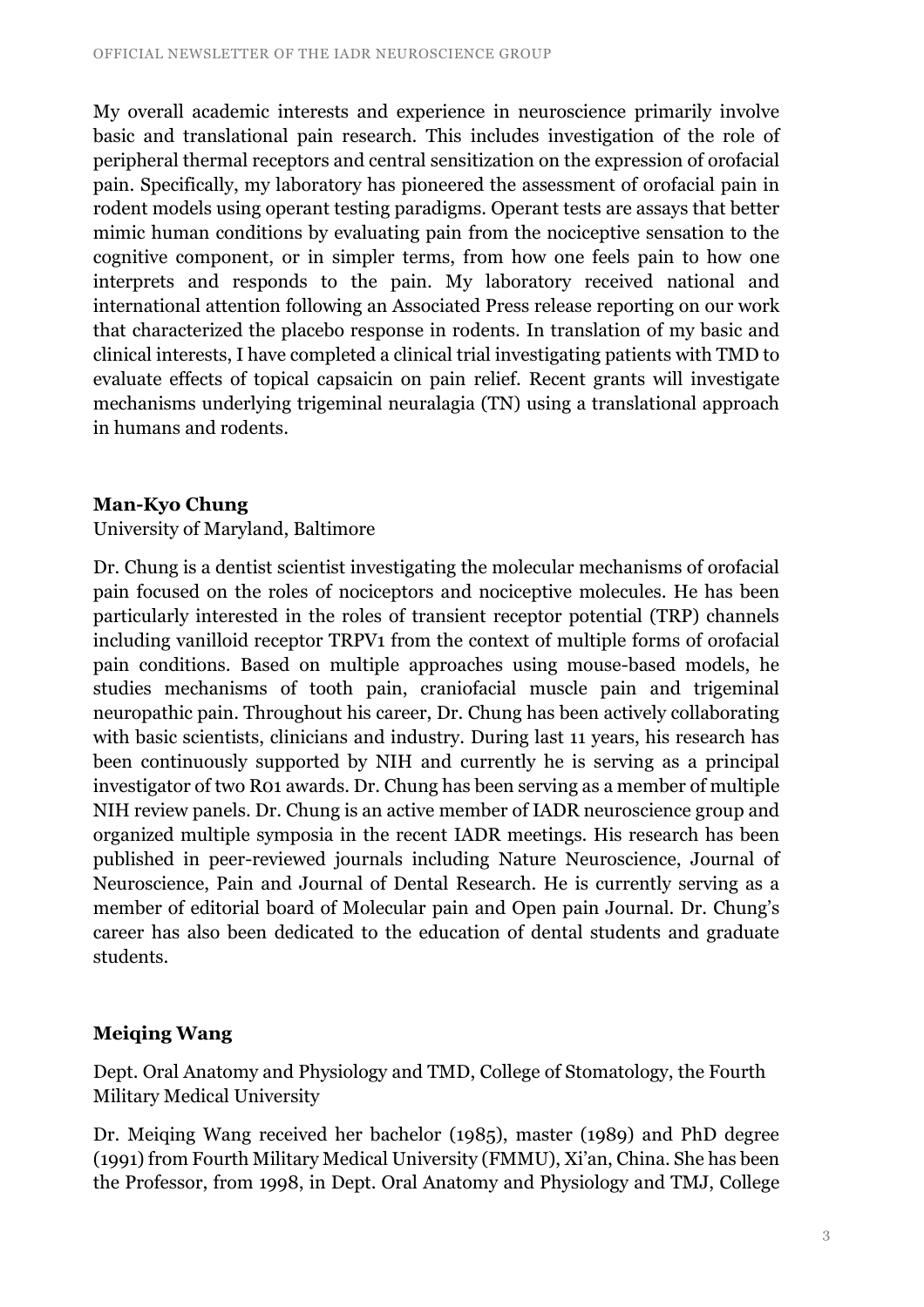My overall academic interests and experience in neuroscience primarily involve basic and translational pain research. This includes investigation of the role of peripheral thermal receptors and central sensitization on the expression of orofacial pain. Specifically, my laboratory has pioneered the assessment of orofacial pain in rodent models using operant testing paradigms. Operant tests are assays that better mimic human conditions by evaluating pain from the nociceptive sensation to the cognitive component, or in simpler terms, from how one feels pain to how one interprets and responds to the pain. My laboratory received national and international attention following an Associated Press release reporting on our work that characterized the placebo response in rodents. In translation of my basic and clinical interests, I have completed a clinical trial investigating patients with TMD to evaluate effects of topical capsaicin on pain relief. Recent grants will investigate mechanisms underlying trigeminal neuralagia (TN) using a translational approach in humans and rodents.

**Man-Kyo Chung**

University of Maryland, Baltimore

Dr. Chung is a dentist scientist investigating the molecular mechanisms of orofacial pain focused on the roles of nociceptors and nociceptive molecules. He has been particularly interested in the roles of transient receptor potential (TRP) channels including vanilloid receptor TRPV1 from the context of multiple forms of orofacial pain conditions. Based on multiple approaches using mouse-based models, he studies mechanisms of tooth pain, craniofacial muscle pain and trigeminal neuropathic pain. Throughout his career, Dr. Chung has been actively collaborating with basic scientists, clinicians and industry. During last 11 years, his research has been continuously supported by NIH and currently he is serving as a principal investigator of two R01 awards. Dr. Chung has been serving as a member of multiple NIH review panels. Dr. Chung is an active member of IADR neuroscience group and organized multiple symposia in the recent IADR meetings. His research has been published in peer-reviewed journals including Nature Neuroscience, Journal of Neuroscience, Pain and Journal of Dental Research. He is currently serving as a member of editorial board of Molecular pain and Open pain Journal. Dr. Chung's career has also been dedicated to the education of dental students and graduate students.

**Meiqing Wang**

Dept. Oral Anatomy and Physiology and TMD, College of Stomatology, the Fourth Military Medical University

Dr. Meiqing Wang received her bachelor (1985), master (1989) and PhD degree (1991) from Fourth Military Medical University (FMMU), Xi'an, China. She has been the Professor, from 1998, in Dept. Oral Anatomy and Physiology and TMJ, College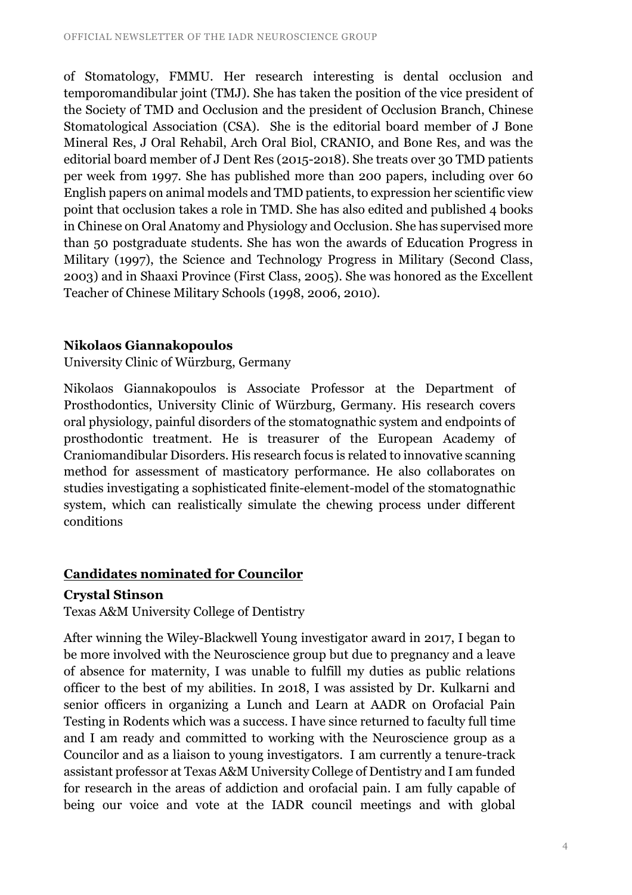of Stomatology, FMMU. Her research interesting is dental occlusion and temporomandibular joint (TMJ). She has taken the position of the vice president of the Society of TMD and Occlusion and the president of Occlusion Branch, Chinese Stomatological Association (CSA). She is the editorial board member of J Bone Mineral Res, J Oral Rehabil, Arch Oral Biol, CRANIO, and Bone Res, and was the editorial board member of J Dent Res (2015-2018). She treats over 30 TMD patients per week from 1997. She has published more than 200 papers, including over 60 English papers on animal models and TMD patients, to expression her scientific view point that occlusion takes a role in TMD. She has also edited and published 4 books in Chinese on Oral Anatomy and Physiology and Occlusion. She has supervised more than 50 postgraduate students. She has won the awards of Education Progress in Military (1997), the Science and Technology Progress in Military (Second Class, 2003) and in Shaaxi Province (First Class, 2005). She was honored as the Excellent Teacher of Chinese Military Schools (1998, 2006, 2010).

**Nikolaos Giannakopoulos**

University Clinic of Würzburg, Germany

Nikolaos Giannakopoulos is Associate Professor at the Department of Prosthodontics, University Clinic of Würzburg, Germany. His research covers oral physiology, painful disorders of the stomatognathic system and endpoints of prosthodontic treatment. He is treasurer of the European Academy of Craniomandibular Disorders. His research focus is related to innovative scanning method for assessment of masticatory performance. He also collaborates on studies investigating a sophisticated finite-element-model of the stomatognathic system, which can realistically simulate the chewing process under different conditions

## Candidates nominated for Councilor

**Crystal Stinson**

Texas A&M University College of Dentistry

After winning the Wiley-Blackwell Young investigator award in 2017, I began to be more involved with the Neuroscience group but due to pregnancy and a leave of absence for maternity, I was unable to fulfill my duties as public relations officer to the best of my abilities. In 2018, I was assisted by Dr. Kulkarni and senior officers in organizing a Lunch and Learn at AADR on Orofacial Pain Testing in Rodents which was a success. I have since returned to faculty full time and I am ready and committed to working with the Neuroscience group as a Councilor and as a liaison to young investigators. I am currently a tenure-track assistant professor at Texas A&M University College of Dentistry and I am funded for research in the areas of addiction and orofacial pain. I am fully capable of being our voice and vote at the IADR council meetings and with global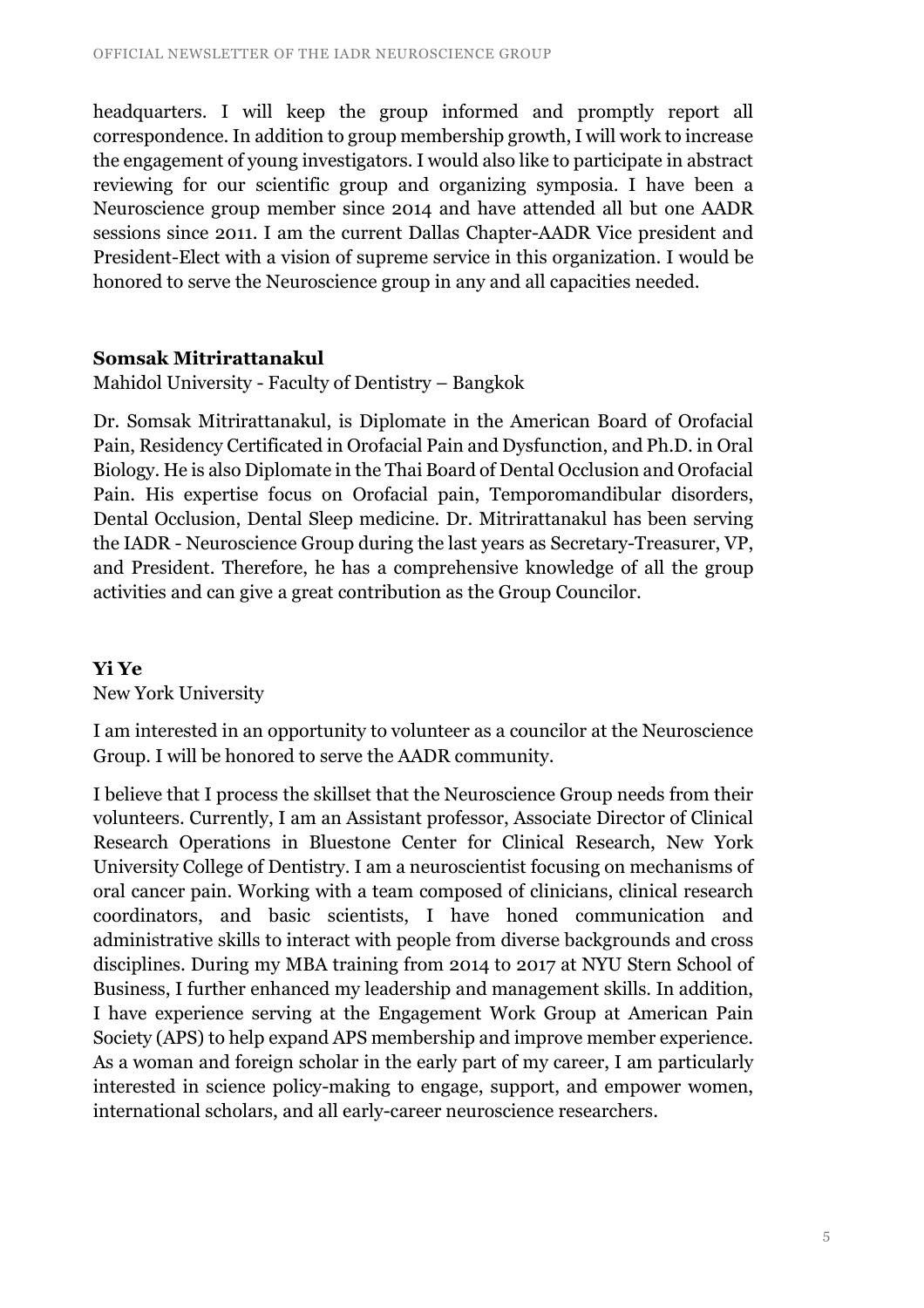headquarters. I will keep the group informed and promptly report all correspondence. In addition to group membership growth, I will work to increase the engagement of young investigators. I would also like to participate in abstract reviewing for our scientific group and organizing symposia. I have been a Neuroscience group member since 2014 and have attended all but one AADR sessions since 2011. I am the current Dallas Chapter-AADR Vice president and President-Elect with a vision of supreme service in this organization. I would be honored to serve the Neuroscience group in any and all capacities needed.

**Somsak Mitrirattanakul**

Mahidol University - Faculty of Dentistry – Bangkok

Dr. Somsak Mitrirattanakul, is Diplomate in the American Board of Orofacial Pain, Residency Certificated in Orofacial Pain and Dysfunction, and Ph.D. in Oral Biology. He is also Diplomate in the Thai Board of Dental Occlusion and Orofacial Pain. His expertise focus on Orofacial pain, Temporomandibular disorders, Dental Occlusion, Dental Sleep medicine. Dr. Mitrirattanakul has been serving the IADR - Neuroscience Group during the last years as Secretary-Treasurer, VP, and President. Therefore, he has a comprehensive knowledge of all the group activities and can give a great contribution as the Group Councilor.

**Yi Ye**

New York University

I am interested in an opportunity to volunteer as a councilor at the Neuroscience Group. I will be honored to serve the AADR community.

I believe that I process the skillset that the Neuroscience Group needs from their volunteers. Currently, I am an Assistant professor, Associate Director of Clinical Research Operations in Bluestone Center for Clinical Research, New York University College of Dentistry. I am a neuroscientist focusing on mechanisms of oral cancer pain. Working with a team composed of clinicians, clinical research coordinators, and basic scientists, I have honed communication and administrative skills to interact with people from diverse backgrounds and cross disciplines. During my MBA training from 2014 to 2017 at NYU Stern School of Business, I further enhanced my leadership and management skills. In addition, I have experience serving at the Engagement Work Group at American Pain Society (APS) to help expand APS membership and improve member experience. As a woman and foreign scholar in the early part of my career, I am particularly interested in science policy-making to engage, support, and empower women, international scholars, and all early-career neuroscience researchers.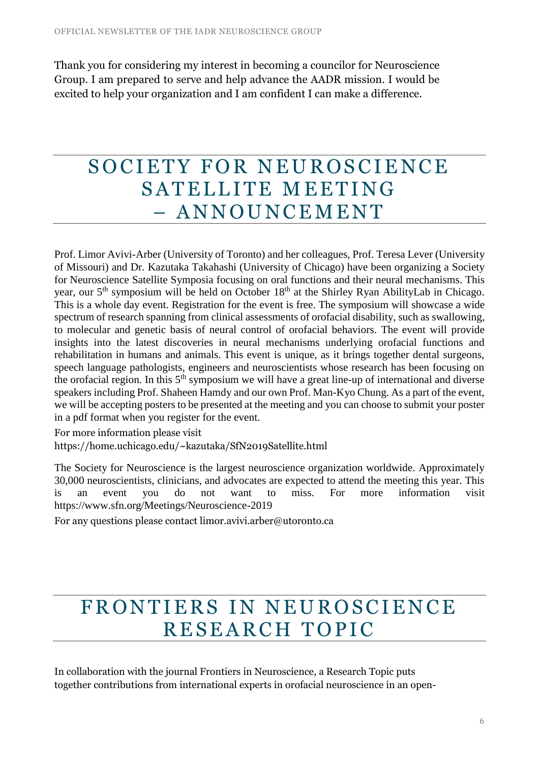Thank you for considering my interest in becoming a councilor for Neuroscience Group. I am prepared to serve and help advance the AADR mission. I would be excited to help your organization and I am confident I can make a difference.

# SOCIETY FOR NEUROSCIENCE SATELLITE MEETING – ANNOUNCEMENT

Prof. Limor Avivi-Arber (University of Toronto) and her colleagues, Prof. Teresa Lever (University of Missouri) and Dr. Kazutaka Takahashi (University of Chicago) have been organizing a Society for Neuroscience Satellite Symposia focusing on oral functions and their neural mechanisms. This year, our 5th symposium will be held on October 18th at the Shirley Ryan AbilityLab in Chicago. This is a whole day event. Registration for the event is free. The symposium will showcase a wide spectrum of research spanning from clinical assessments of orofacial disability, such as swallowing, to molecular and genetic basis of neural control of orofacial behaviors. The event will provide insights into the latest discoveries in neural mechanisms underlying orofacial functions and rehabilitation in humans and animals. This event is unique, as it brings together dental surgeons, speech language pathologists, engineers and neuroscientists whose research has been focusing on the orofacial region. In this 5th symposium we will have a great line-up of international and diverse speakers including Prof. Shaheen Hamdy and our own Prof. Man-Kyo Chung. As a part of the event, we will be accepting posters to be presented at the meeting and you can choose to submit your poster in a pdf format when you register for the event.

For more information please visit
https://home.uchicago.edu/~kazutaka/SfN2019Satellite.html

The Society for Neuroscience is the largest neuroscience organization worldwide. Approximately 30,000 neuroscientists, clinicians, and advocates are expected to attend the meeting this year. This is an event you do not want to miss. For more information visit https://www.sfn.org/Meetings/Neuroscience-2019

For any questions please contact limor.avivi.arber@utoronto.ca

# FRONTIERS IN NEUROSCIENCE RESEARCH TOPIC

In collaboration with the journal Frontiers in Neuroscience, a Research Topic puts together contributions from international experts in orofacial neuroscience in an open-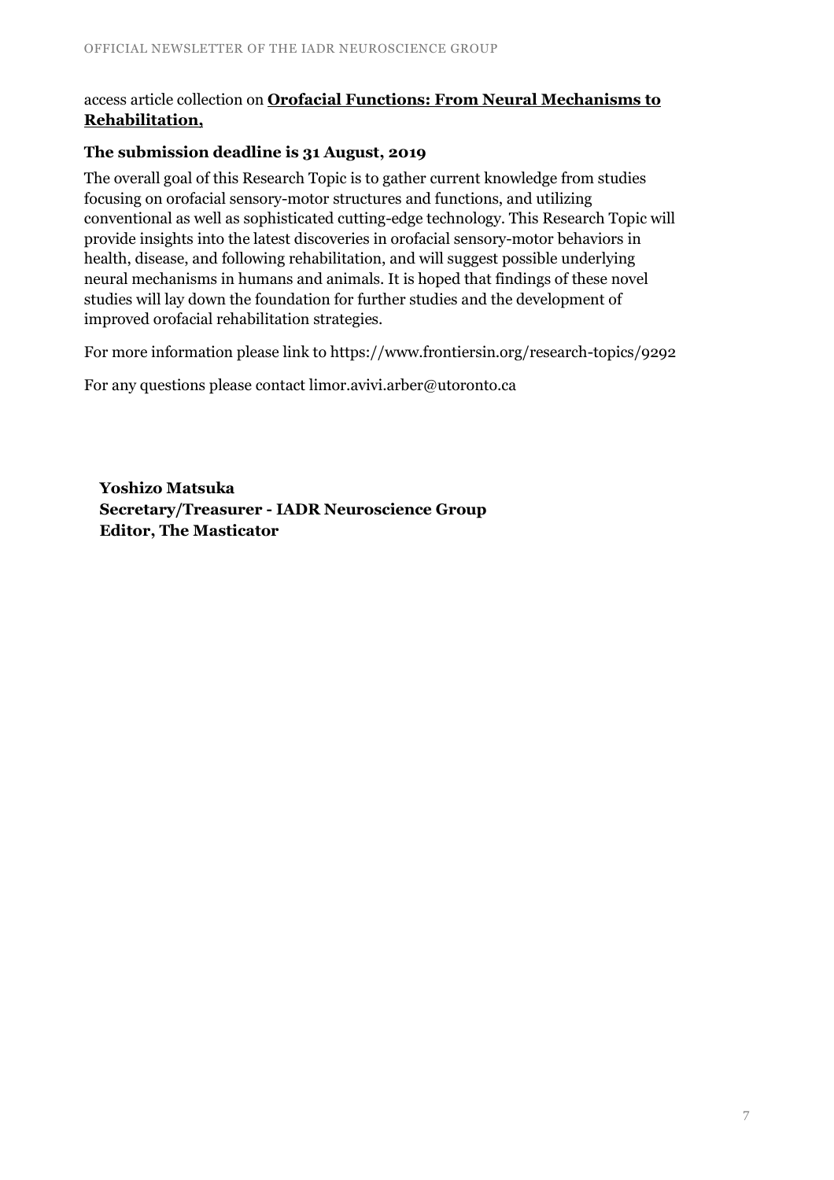access article collection on **Orofacial Functions: From Neural Mechanisms to Rehabilitation,**

**The submission deadline is 31 August, 2019**

The overall goal of this Research Topic is to gather current knowledge from studies focusing on orofacial sensory-motor structures and functions, and utilizing conventional as well as sophisticated cutting-edge technology. This Research Topic will provide insights into the latest discoveries in orofacial sensory-motor behaviors in health, disease, and following rehabilitation, and will suggest possible underlying neural mechanisms in humans and animals. It is hoped that findings of these novel studies will lay down the foundation for further studies and the development of improved orofacial rehabilitation strategies.

For more information please link to https://www.frontiersin.org/research-topics/9292

For any questions please contact limor.avivi.arber@utoronto.ca

**Yoshizo Matsuka**
**Secretary/Treasurer - IADR Neuroscience Group**
**Editor, The Masticator**